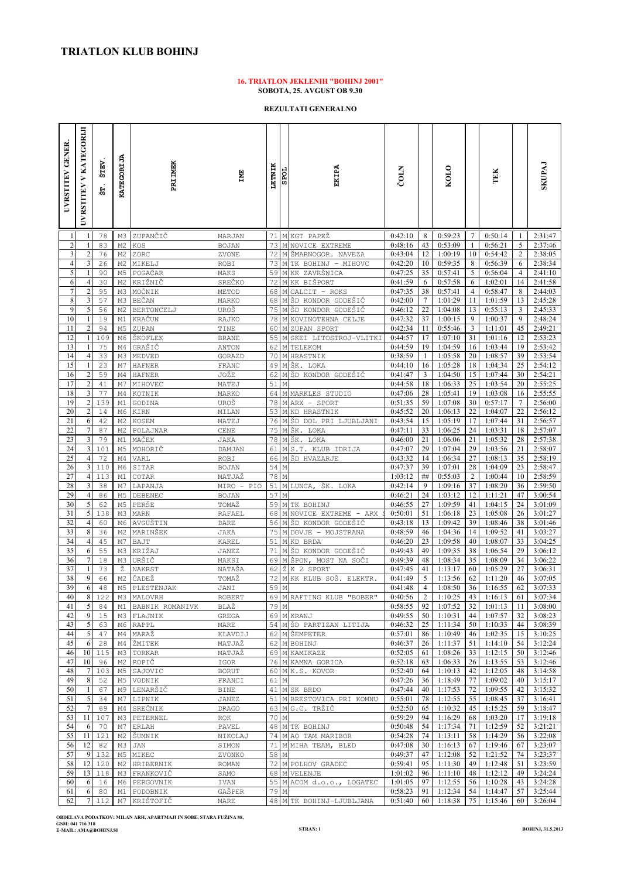# TRIATLON KLUB BOHINJ

**16. TRIATLON JEKLENIH "BOHINJ 2001"**
**SOBOTA, 25. AVGUST OB 9.30**

**REZULTATI GENERALNO**

| UVRSTITEV GENER. | UVRSTITEV V KATEGORIJI | ŠT. ŠTEV. | KATEGORIJA | PRIIMEK | IME | LETNIK | SPOL | EKIPA | ČOLN | | KOLO | | TEK | | SKUPAJ |
|---|---|---|---|---|---|---|---|---|---|---|---|---|---|---|---|
| 1 | 1 | 78 | M3 | ZUPANČIČ | MARJAN | 71 | M | KGT PAPEŽ | 0:42:10 | 8 | 0:59:23 | 7 | 0:50:14 | 1 | 2:31:47 |
| 2 | 1 | 83 | M2 | KOS | BOJAN | 73 | M | NOVICE EXTREME | 0:48:16 | 43 | 0:53:09 | 1 | 0:56:21 | 5 | 2:37:46 |
| 3 | 2 | 76 | M2 | ZORC | ZVONE | 72 | M | ŠMARNOGOR. NAVEZA | 0:43:04 | 12 | 1:00:19 | 10 | 0:54:42 | 2 | 2:38:05 |
| 4 | 3 | 26 | M2 | MIKELJ | ROBI | 73 | M | TK BOHINJ - MIHOVC | 0:42:20 | 10 | 0:59:35 | 8 | 0:56:39 | 6 | 2:38:34 |
| 5 | 1 | 90 | M5 | POGAČAR | MAKS | 59 | M | KK ZAVRŠNICA | 0:47:25 | 35 | 0:57:41 | 5 | 0:56:04 | 4 | 2:41:10 |
| 6 | 4 | 30 | M2 | KRIŽNIČ | SREČKO | 72 | M | KK BIŠPORT | 0:41:59 | 6 | 0:57:58 | 6 | 1:02:01 | 14 | 2:41:58 |
| 7 | 2 | 95 | M3 | MOČNIK | METOD | 68 | M | CALCIT - ROKS | 0:47:35 | 38 | 0:57:41 | 4 | 0:58:47 | 8 | 2:44:03 |
| 8 | 3 | 57 | M3 | BEČAN | MARKO | 68 | M | ŠD KONDOR GODEŠIČ | 0:42:00 | 7 | 1:01:29 | 11 | 1:01:59 | 13 | 2:45:28 |
| 9 | 5 | 56 | M2 | BERTONCELJ | UROŠ | 75 | M | ŠD KONDOR GODEŠIČ | 0:46:12 | 22 | 1:04:08 | 13 | 0:55:13 | 3 | 2:45:33 |
| 10 | 1 | 19 | M1 | KRAČUN | RAJKO | 78 | M | KOVINOTEHNA CELJE | 0:47:32 | 37 | 1:00:15 | 9 | 1:00:37 | 9 | 2:48:24 |
| 11 | 2 | 94 | M5 | ZUPAN | TINE | 60 | M | ZUPAN SPORT | 0:42:34 | 11 | 0:55:46 | 3 | 1:11:01 | 45 | 2:49:21 |
| 12 | 1 | 109 | M6 | ŠKOFLEK | BRANE | 55 | M | SKEI LITOSTROJ-VLITKI | 0:44:57 | 17 | 1:07:10 | 31 | 1:01:16 | 12 | 2:53:23 |
| 13 | 1 | 75 | M4 | GRAŠIČ | ANTON | 62 | M | TELEKOM | 0:44:59 | 19 | 1:04:59 | 16 | 1:03:44 | 19 | 2:53:42 |
| 14 | 4 | 33 | M3 | MEDVED | GORAZD | 70 | M | HRASTNIK | 0:38:59 | 1 | 1:05:58 | 20 | 1:08:57 | 39 | 2:53:54 |
| 15 | 1 | 23 | M7 | HAFNER | FRANC | 49 | M | ŠK. LOKA | 0:44:10 | 16 | 1:05:28 | 18 | 1:04:34 | 25 | 2:54:12 |
| 16 | 2 | 59 | M4 | HAFNER | JOŽE | 62 | M | ŠD KONDOR GODEŠIČ | 0:41:47 | 3 | 1:04:50 | 15 | 1:07:44 | 30 | 2:54:21 |
| 17 | 2 | 41 | M7 | MIHOVEC | MATEJ | 51 | M | | 0:44:58 | 18 | 1:06:33 | 25 | 1:03:54 | 20 | 2:55:25 |
| 18 | 3 | 77 | M4 | KOTNIK | MARKO | 64 | M | MARKLES STUDIO | 0:47:06 | 28 | 1:05:41 | 19 | 1:03:08 | 16 | 2:55:55 |
| 19 | 2 | 139 | M1 | GODINA | UROŠ | 78 | M | ARX - SPORT | 0:51:35 | 59 | 1:07:08 | 30 | 0:57:17 | 7 | 2:56:00 |
| 20 | 2 | 14 | M6 | KIRN | MILAN | 53 | M | KD HRASTNIK | 0:45:52 | 20 | 1:06:13 | 22 | 1:04:07 | 22 | 2:56:12 |
| 21 | 6 | 42 | M2 | KOSEM | MATEJ | 76 | M | ŠD DOL PRI LJUBLJANI | 0:43:54 | 15 | 1:05:19 | 17 | 1:07:44 | 31 | 2:56:57 |
| 22 | 7 | 87 | M2 | POLAJNAR | CENE | 75 | M | ŠK. LOKA | 0:47:11 | 33 | 1:06:25 | 24 | 1:03:31 | 18 | 2:57:07 |
| 23 | 3 | 79 | M1 | MAČEK | JAKA | 78 | M | ŠK. LOKA | 0:46:00 | 21 | 1:06:06 | 21 | 1:05:32 | 28 | 2:57:38 |
| 24 | 3 | 101 | M5 | MOHORIČ | DAMJAN | 61 | M | S.T. KLUB IDRIJA | 0:47:07 | 29 | 1:07:04 | 29 | 1:03:56 | 21 | 2:58:07 |
| 25 | 4 | 72 | M4 | VARL | ROBI | 66 | M | ŠD HVAZARJE | 0:43:32 | 14 | 1:06:34 | 27 | 1:08:13 | 35 | 2:58:19 |
| 26 | 3 | 110 | M6 | SITAR | BOJAN | 54 | M | | 0:47:37 | 39 | 1:07:01 | 28 | 1:04:09 | 23 | 2:58:47 |
| 27 | 4 | 113 | M1 | COTAR | MATJAŽ | 78 | M | | 1:03:12 | ## | 0:55:03 | 2 | 1:00:44 | 10 | 2:58:59 |
| 28 | 3 | 38 | M7 | LAPANJA | MIRO - PIO | 51 | M | LUNCA, ŠK. LOKA | 0:42:14 | 9 | 1:09:16 | 37 | 1:08:20 | 36 | 2:59:50 |
| 29 | 4 | 86 | M5 | DEBENEC | BOJAN | 57 | M | | 0:46:21 | 24 | 1:03:12 | 12 | 1:11:21 | 47 | 3:00:54 |
| 30 | 5 | 62 | M5 | PERŠE | TOMAŽ | 59 | M | TK BOHINJ | 0:46:55 | 27 | 1:09:59 | 41 | 1:04:15 | 24 | 3:01:09 |
| 31 | 5 | 138 | M3 | MARN | RAFAEL | 68 | M | NOVICE EXTREME - ARX | 0:50:01 | 51 | 1:06:18 | 23 | 1:05:08 | 26 | 3:01:27 |
| 32 | 4 | 60 | M6 | AVGUŠTIN | DARE | 56 | M | ŠD KONDOR GODEŠIČ | 0:43:18 | 13 | 1:09:42 | 39 | 1:08:46 | 38 | 3:01:46 |
| 33 | 8 | 36 | M2 | MARINŠEK | JAKA | 75 | M | DOVJE - MOJSTRANA | 0:48:59 | 46 | 1:04:36 | 14 | 1:09:52 | 41 | 3:03:27 |
| 34 | 4 | 45 | M7 | BAJT | KAREL | 51 | M | KD BRDA | 0:46:20 | 23 | 1:09:58 | 40 | 1:08:07 | 33 | 3:04:25 |
| 35 | 6 | 55 | M3 | KRIŽAJ | JANEZ | 71 | M | ŠD KONDOR GODEŠIČ | 0:49:43 | 49 | 1:09:35 | 38 | 1:06:54 | 29 | 3:06:12 |
| 36 | 7 | 18 | M3 | URŠIČ | MAKSI | 69 | M | ŠPON, MOST NA SOČI | 0:49:39 | 48 | 1:08:34 | 35 | 1:08:09 | 34 | 3:06:22 |
| 37 | 1 | 73 | Ž | NAKRST | NATAŠA | 62 | Ž | K 2 SPORT | 0:47:45 | 41 | 1:13:17 | 60 | 1:05:29 | 27 | 3:06:31 |
| 38 | 9 | 66 | M2 | ČADEŽ | TOMAŽ | 72 | M | KK KLUB SOŠ. ELEKTR. | 0:41:49 | 5 | 1:13:56 | 62 | 1:11:20 | 46 | 3:07:05 |
| 39 | 6 | 48 | M5 | PLESTENJAK | JANI | 59 | M | | 0:41:48 | 4 | 1:08:50 | 36 | 1:16:55 | 62 | 3:07:33 |
| 40 | 8 | 122 | M3 | MALOVRH | ROBERT | 69 | M | RAFTING KLUB "BOBER" | 0:40:56 | 2 | 1:10:25 | 43 | 1:16:13 | 61 | 3:07:34 |
| 41 | 5 | 84 | M1 | BABNIK ROMANIVK | BLAŽ | 79 | M | | 0:58:55 | 92 | 1:07:52 | 32 | 1:01:13 | 11 | 3:08:00 |
| 42 | 9 | 15 | M3 | FLAJNIK | GREGA | 69 | M | KRANJ | 0:49:55 | 50 | 1:10:31 | 44 | 1:07:57 | 32 | 3:08:23 |
| 43 | 5 | 63 | M6 | RAPPL | MARE | 54 | M | ŠD PARTIZAN LITIJA | 0:46:32 | 25 | 1:11:34 | 50 | 1:10:33 | 44 | 3:08:39 |
| 44 | 5 | 47 | M4 | MARAŽ | KLAVDIJ | 62 | M | ŠEMPETER | 0:57:01 | 86 | 1:10:49 | 46 | 1:02:35 | 15 | 3:10:25 |
| 45 | 6 | 28 | M4 | ŽMITEK | MATJAŽ | 62 | M | BOHINJ | 0:46:37 | 26 | 1:11:37 | 51 | 1:14:10 | 54 | 3:12:24 |
| 46 | 10 | 115 | M3 | TORKAR | MATJAŽ | 69 | M | KAMIKAZE | 0:52:05 | 61 | 1:08:26 | 33 | 1:12:15 | 50 | 3:12:46 |
| 47 | 10 | 96 | M2 | ROPIČ | IGOR | 76 | M | KAMNA GORICA | 0:52:18 | 63 | 1:06:33 | 26 | 1:13:55 | 53 | 3:12:46 |
| 48 | 7 | 103 | M5 | SAJOVIC | BORUT | 60 | M | K.S. KOVOR | 0:52:40 | 64 | 1:10:13 | 42 | 1:12:05 | 48 | 3:14:58 |
| 49 | 8 | 52 | M5 | VODNIK | FRANCI | 61 | M | | 0:47:26 | 36 | 1:18:49 | 77 | 1:09:02 | 40 | 3:15:17 |
| 50 | 1 | 67 | M9 | LENARŠIČ | BINE | 41 | M | SK BRDO | 0:47:44 | 40 | 1:17:53 | 72 | 1:09:55 | 42 | 3:15:32 |
| 51 | 5 | 34 | M7 | LIPNIK | JANEZ | 51 | M | BRESTOVICA PRI KOMNU | 0:55:01 | 78 | 1:12:55 | 55 | 1:08:45 | 37 | 3:16:41 |
| 52 | 7 | 69 | M4 | SREČNIK | DRAGO | 63 | M | G.C. TRŽIČ | 0:52:50 | 65 | 1:10:32 | 45 | 1:15:25 | 59 | 3:18:47 |
| 53 | 11 | 107 | M3 | PETERNEL | ROK | 70 | M | | 0:59:29 | 94 | 1:16:29 | 68 | 1:03:20 | 17 | 3:19:18 |
| 54 | 6 | 70 | M7 | ERLAH | PAVEL | 48 | M | TK BOHINJ | 0:50:48 | 54 | 1:17:34 | 71 | 1:12:59 | 52 | 3:21:21 |
| 55 | 11 | 121 | M2 | ŠUMNIK | NIKOLAJ | 74 | M | AO TAM MARIBOR | 0:54:28 | 74 | 1:13:11 | 58 | 1:14:29 | 56 | 3:22:08 |
| 56 | 12 | 82 | M3 | JAN | SIMON | 71 | M | MIHA TEAM, BLED | 0:47:08 | 30 | 1:16:13 | 67 | 1:19:46 | 67 | 3:23:07 |
| 57 | 9 | 132 | M5 | MIKEC | ZVONKO | 58 | M | | 0:49:37 | 47 | 1:12:08 | 52 | 1:21:52 | 74 | 3:23:37 |
| 58 | 12 | 120 | M2 | HRIBERNIK | ROMAN | 72 | M | POLHOV GRADEC | 0:59:41 | 95 | 1:11:30 | 49 | 1:12:48 | 51 | 3:23:59 |
| 59 | 13 | 118 | M3 | FRANKOVIČ | SAMO | 68 | M | VELENJE | 1:01:02 | 96 | 1:11:10 | 48 | 1:12:12 | 49 | 3:24:24 |
| 60 | 6 | 16 | M6 | PERGOVNIK | IVAN | 55 | M | ACOM d.o.o., LOGATEC | 1:01:05 | 97 | 1:12:55 | 56 | 1:10:28 | 43 | 3:24:28 |
| 61 | 6 | 80 | M1 | PODOBNIK | GAŠPER | 79 | M | | 0:58:23 | 91 | 1:12:34 | 54 | 1:14:47 | 57 | 3:25:44 |
| 62 | 7 | 112 | M7 | KRIŠTOFIČ | MARE | 48 | M | TK BOHINJ-LJUBLJANA | 0:51:40 | 60 | 1:18:38 | 75 | 1:15:46 | 60 | 3:26:04 |

OBDELAVA PODATKOV: MILAN ARH, APARTMAJI IN SOBE, STARA FUŽINA 88,
GSM: 041 716 318
E-MAIL: AMA@BOHINJ.SI

BOHINJ, 31.5.2013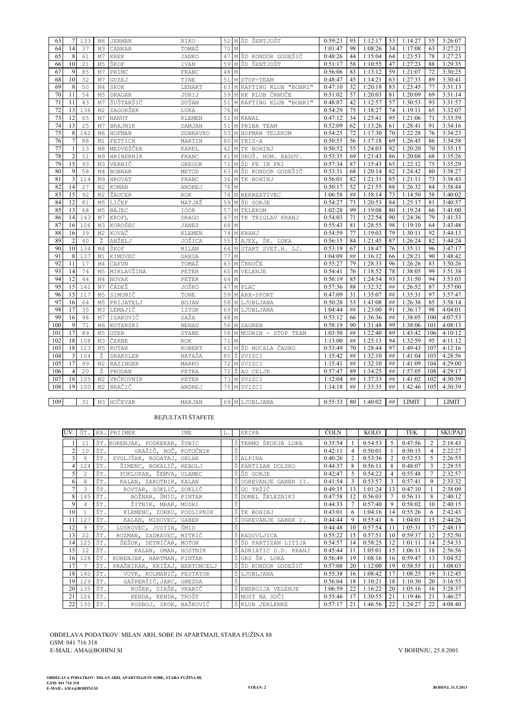| | | | | | | | | | | | | | | | | |
|---|---|---|---|---|---|---|---|---|---|---|---|---|---|---|---|---|
| 63 | 7 | 133 | M6 | JERMAN | RIKO | 52 | M | ŠD ŠENTJOŠT | 0:59:23 | 93 | 1:12:17 | 53 | 1:14:27 | 55 | 3:26:07 |
| 64 | 14 | 37 | M3 | CANKAR | TOMAŽ | 70 | M | | 1:01:47 | 98 | 1:08:26 | 34 | 1:17:08 | 63 | 3:27:21 |
| 65 | 8 | 61 | M7 | KREK | JANKO | 47 | M | ŠD KONDOR GODEŠIČ | 0:48:26 | 44 | 1:15:04 | 64 | 1:23:53 | 78 | 3:27:23 |
| 66 | 10 | 21 | M5 | ŠKOF | IVAN | 59 | M | ŠD ŠENTJOŠT | 0:51:17 | 58 | 1:10:55 | 47 | 1:27:23 | 88 | 3:29:35 |
| 67 | 9 | 85 | M7 | PRIMC | FRANC | 48 | M | | 0:56:06 | 83 | 1:13:12 | 59 | 1:21:07 | 72 | 3:30:25 |
| 68 | 10 | 32 | M7 | GUZEJ | TINE | 51 | M | STOP-TEAM | 0:48:47 | 45 | 1:14:21 | 63 | 1:27:33 | 89 | 3:30:41 |
| 69 | 8 | 50 | M4 | SKOK | LENART | 63 | M | RAFTING KLUB "BOBRI" | 0:47:10 | 32 | 1:20:18 | 83 | 1:23:45 | 77 | 3:31:13 |
| 70 | 11 | 54 | M5 | DRAGAR | JURIJ | 59 | M | KK KLUB ČRNUČE | 0:51:02 | 57 | 1:20:03 | 81 | 1:20:09 | 69 | 3:31:14 |
| 71 | 11 | 43 | M7 | ŠUŠTARŠIČ | DUŠAN | 51 | M | RAFTING KLUB "BOBRI" | 0:48:07 | 42 | 1:12:57 | 57 | 1:30:53 | 93 | 3:31:57 |
| 72 | 13 | 136 | M2 | ZAGORŠEK | LUKA | 76 | M | | 0:54:29 | 75 | 1:18:27 | 74 | 1:19:11 | 65 | 3:32:07 |
| 73 | 12 | 65 | M7 | NANUT | KLEMEN | 51 | M | KANAL | 0:47:12 | 34 | 1:25:41 | 95 | 1:21:06 | 71 | 3:33:59 |
| 74 | 13 | 25 | M7 | BRAJNIK | DAMJAN | 51 | M | PRIBA TEAM | 0:52:09 | 62 | 1:13:26 | 61 | 1:28:41 | 91 | 3:34:16 |
| 75 | 8 | 142 | M6 | HOFMAN | DUBRAVKO | 53 | M | HOFMAN TELEKOM | 0:54:25 | 72 | 1:17:30 | 70 | 1:22:28 | 76 | 3:34:23 |
| 76 | 7 | 88 | M1 | FETTICH | MARTIN | 80 | M | TRIS-A | 0:50:55 | 56 | 1:17:18 | 69 | 1:26:45 | 86 | 3:34:58 |
| 77 | 1 | 13 | M8 | MEDVEŠČEK | KAREL | 42 | M | TK BOHINJ | 0:50:52 | 55 | 1:24:03 | 92 | 1:20:20 | 70 | 3:35:15 |
| 78 | 2 | 51 | M9 | HRIBERNIK | FRANC | 41 | M | DRUŠ. HUM. RADOV. | 0:53:35 | 69 | 1:21:43 | 86 | 1:20:08 | 68 | 3:35:26 |
| 79 | 15 | 93 | M3 | VERBIČ | GREGOR | 71 | M | ŠD FE IN FRI | 0:57:34 | 87 | 1:15:43 | 65 | 1:22:12 | 75 | 3:35:29 |
| 80 | 9 | 58 | M4 | BOBNAR | METOD | 63 | M | ŠD KONDOR GODEŠIČ | 0:53:31 | 68 | 1:20:14 | 82 | 1:24:42 | 80 | 3:38:27 |
| 81 | 3 | 114 | M9 | HROVAT | FRANC | 36 | M | TK BOHINJ | 0:56:01 | 82 | 1:21:31 | 85 | 1:21:11 | 73 | 3:38:43 |
| 82 | 14 | 27 | M2 | KOMAN | ANDREJ | 76 | M | | 0:50:17 | 52 | 1:21:55 | 88 | 1:26:32 | 84 | 3:38:44 |
| 83 | 15 | 92 | M2 | ŽAUCER | ROK | 74 | M | REKREATIVEC | 1:06:58 | ## | 1:18:14 | 73 | 1:14:50 | 58 | 3:40:02 |
| 84 | 12 | 81 | M5 | LIČEF | MATJAŽ | 59 | M | ŠD GORJE | 0:54:27 | 73 | 1:20:53 | 84 | 1:25:17 | 81 | 3:40:37 |
| 85 | 13 | 68 | M5 | BAJEC | IGOR | 57 | M | TELEKOM | 1:02:28 | 99 | 1:19:08 | 80 | 1:19:24 | 66 | 3:41:00 |
| 86 | 14 | 143 | M7 | KROFL | DRAGO | 47 | M | TK TRIGLAV KRANJ | 0:54:03 | 71 | 1:22:54 | 90 | 1:24:36 | 79 | 3:41:33 |
| 87 | 16 | 106 | M3 | KOROŠEC | JANEZ | 68 | M | | 0:55:43 | 81 | 1:28:55 | 98 | 1:19:10 | 64 | 3:43:48 |
| 88 | 16 | 39 | M2 | KOVAČ | KLEMEN | 74 | M | KRANJ | 0:54:59 | 77 | 1:19:03 | 79 | 1:30:11 | 92 | 3:44:13 |
| 89 | 2 | 40 | Ž | ANŽELJ | JOŽICA | 55 | Ž | AJEX, ŠK. LOKA | 0:56:15 | 84 | 1:21:45 | 87 | 1:26:24 | 82 | 3:44:24 |
| 90 | 10 | 134 | M4 | ŠKOF | MILAN | 64 | M | START SVET.H. LJ. | 0:53:19 | 67 | 1:18:47 | 76 | 1:35:11 | 96 | 3:47:17 |
| 91 | 8 | 137 | M1 | KIMOVEC | GREGA | 77 | M | | 1:04:09 | ## | 1:16:12 | 66 | 1:28:21 | 90 | 3:48:42 |
| 92 | 11 | 17 | M4 | CAFUN | TOMAŽ | 63 | M | ČRNUČE | 0:55:27 | 79 | 1:28:33 | 96 | 1:26:26 | 83 | 3:50:26 |
| 93 | 14 | 74 | M5 | MIKLAVŽINA | PETER | 60 | M | VELENJE | 0:54:41 | 76 | 1:18:52 | 78 | 1:38:05 | 99 | 3:51:38 |
| 94 | 12 | 44 | M4 | NOVAK | PETER | 64 | M | | 0:56:19 | 85 | 1:24:54 | 93 | 1:31:50 | 94 | 3:53:03 |
| 95 | 15 | 141 | M7 | ČADEŽ | JOŠKO | 47 | M | PLAC | 0:57:36 | 88 | 1:32:32 | ## | 1:26:52 | 87 | 3:57:00 |
| 96 | 15 | 117 | M5 | SIMONIČ | TONE | 59 | M | ARX-SPORT | 0:47:09 | 31 | 1:35:07 | ## | 1:35:31 | 97 | 3:57:47 |
| 97 | 16 | 64 | M5 | PRIJATELJ | BOJAN | 58 | M | LJUBLJANA | 0:50:28 | 53 | 1:41:08 | ## | 1:26:38 | 85 | 3:58:14 |
| 98 | 17 | 35 | M3 | LEMAJIČ | IZTOK | 69 | M | LJUBLJANA | 1:04:44 | ## | 1:23:00 | 91 | 1:36:17 | 98 | 4:04:01 |
| 99 | 16 | 98 | M7 | ISAKOVIČ | SAŠA | 48 | M | | 0:53:12 | 66 | 1:36:36 | ## | 1:38:05 | 100 | 4:07:53 |
| 100 | 9 | 71 | M6 | KOTARSKI | NENAD | 56 | M | ZAGREB | 0:58:19 | 90 | 1:31:48 | 99 | 1:38:06 | 101 | 4:08:13 |
| 101 | 17 | 89 | M5 | OTER | STANE | 58 | M | MODRIN - STOP TEAM | 1:03:50 | ## | 1:22:40 | 89 | 1:43:42 | 106 | 4:10:12 |
| 102 | 18 | 108 | M3 | ČERNE | ROK | 71 | M | | 1:13:00 | ## | 1:25:13 | 94 | 1:32:59 | 95 | 4:11:12 |
| 103 | 18 | 123 | M5 | RUTAR | ROBERT | 61 | M | ŠD BUCALA ČADRG | 0:53:49 | 70 | 1:28:44 | 97 | 1:49:43 | 107 | 4:12:16 |
| 104 | 3 | 104 | Ž | DRAKSLER | NATAŠA | 80 | Ž | SVIZCI | 1:15:42 | ## | 1:32:10 | ## | 1:41:04 | 103 | 4:28:56 |
| 105 | 17 | 99 | M2 | RAZINGER | MARKO | 72 | M | SVIZCI | 1:15:41 | ## | 1:32:10 | ## | 1:41:09 | 104 | 4:29:00 |
| 106 | 4 | 20 | Ž | PRODAN | PETRA | 72 | Ž | AO CELJE | 0:57:47 | 89 | 1:34:25 | ## | 1:57:05 | 108 | 4:29:17 |
| 107 | 18 | 105 | M2 | VRČKOVNIK | PETER | 73 | M | SVIZCI | 1:12:04 | ## | 1:37:33 | ## | 1:41:02 | 102 | 4:30:39 |
| 108 | 19 | 100 | M2 | BRAČIČ | ANDREJ | 75 | M | SVIZCI | 1:14:18 | ## | 1:33:35 | ## | 1:42:46 | 105 | 4:30:39 |
| 109 | | 31 | M3 | HOČEVAR | MARJAN | 69 | M | LJUBLJANA | 0:55:33 | 80 | 1:40:02 | ## | LIMIT | | LIMIT |

REZULTATI ŠTAFETE

| UV. | ŠT. | KA. | PRIIMEK | IME | L. | | EKIPA | ČOLN | | KOLO | | TEK | | SKUPAJ |
|---|---|---|---|---|---|---|---|---|---|---|---|---|---|---|
| 1 | 11 | ŠT. | KORENJAK, PODREKAR, ŠUBIC | | | Š | TERMO ŠKOFJA LOKA | 0:35:54 | 1 | 0:54:53 | 5 | 0:47:56 | 2 | 2:18:43 |
| 2 | 10 | ŠT. | GRAŠIČ, NOČ, POTOČNIK | | | Š | | 0:42:11 | 4 | 0:50:01 | 1 | 0:50:15 | 4 | 2:22:27 |
| 3 | 6 | ŠT. | SVOLJŠAK, BOGATAJ, OBLAK | | | Š | ALPINA | 0:40:26 | 2 | 0:53:36 | 2 | 0:52:53 | 5 | 2:26:55 |
| 4 | 124 | ŠT. | ŠIMENC, BOKALIČ, REBOLJ | | | Š | PARTIZAN DOLSKO | 0:44:37 | 8 | 0:56:11 | 8 | 0:48:07 | 3 | 2:28:55 |
| 5 | 2 | ŠT. | POKLUKAR, ŽEMVA, ULAMEC | | | Š | ŠD GORJE | 0:42:47 | 5 | 0:54:22 | 4 | 0:55:48 | 7 | 2:32:57 |
| 6 | 8 | ŠT. | KALAN, ZAKOTNIK, KALAN | | | Š | OGREVANJE GABER II. | 0:41:54 | 3 | 0:53:57 | 3 | 0:57:41 | 9 | 2:33:32 |
| 7 | 3 | ŠT. | ROVTAR, SOKLIČ, SOKLIČ | | | Š | GC TRŽIČ | 0:49:35 | 13 | 1:01:24 | 13 | 0:47:10 | 1 | 2:38:09 |
| 8 | 145 | ŠT. | BOŽNAR, ŠMID, PINTAR | | | Š | DOMEL ŽELEZNIKI | 0:47:58 | 12 | 0:56:03 | 7 | 0:56:11 | 8 | 2:40:12 |
| 9 | 4 | ŠT. | ŽITNIK, MRAK, MUDRI | | | Š | | 0:44:33 | 7 | 0:57:40 | 9 | 0:58:02 | 10 | 2:40:15 |
| 10 | 1 | ŠT. | KLEMENC, ZORKO, PODLIPNIK | | | Š | TK BOHINJ | 0:43:01 | 6 | 1:04:16 | 14 | 0:55:26 | 6 | 2:42:43 |
| 11 | 127 | ŠT. | KALAN, MIHOVEC, GABER | | | Š | OGREVANJE GABER I. | 0:44:44 | 9 | 0:55:41 | 6 | 1:04:01 | 15 | 2:44:26 |
| 12 | 9 | ŠT. | LUSKOVEC, JUSTIN, ŠMID | | | Š | | 0:44:48 | 10 | 0:57:54 | 11 | 1:05:31 | 17 | 2:48:13 |
| 13 | 22 | ŠT. | ROZMAN, ZADRAVEC, MITRIČ | | | Š | RADOVLJICA | 0:55:22 | 15 | 0:57:51 | 10 | 0:59:37 | 12 | 2:52:50 |
| 14 | 125 | ŠT. | ŠEŠOK, SETNIČAR, MOTOH | | | Š | ŠD PARTIZAN LITIJA | 0:54:57 | 14 | 0:58:25 | 12 | 1:01:11 | 14 | 2:54:33 |
| 15 | 12 | ŠT. | KALAN, OMAN, HOSTNIK | | | Š | ADRIATIC D.D. KRANJ | 0:45:44 | 11 | 1:05:01 | 15 | 1:06:11 | 18 | 2:56:56 |
| 16 | 128 | ŠT. | KORENJAK, HARTMAN, PINTAR | | | Š | GRS ŠK. LOKA | 0:56:49 | 19 | 1:08:16 | 16 | 0:59:47 | 13 | 3:04:52 |
| 17 | 7 | ŠT. | PRAŠNIKAR, KRIŽAJ, BERTONCELJ | | | Š | ŠD KONDOR GODEŠIČ | 0:57:08 | 20 | 1:12:00 | 19 | 0:58:55 | 11 | 3:08:03 |
| 18 | 140 | ŠT. | VOVK, KOLMANIČ, PESTATOR | | | Š | LJUBLJANA | 0:55:38 | 16 | 1:08:42 | 17 | 1:08:25 | 19 | 3:12:45 |
| 19 | 129 | ŠT. | GAŠPERŠIČ, JARC, GNEZDA | | | Š | | 0:56:04 | 18 | 1:10:21 | 18 | 1:10:30 | 20 | 3:16:55 |
| 20 | 135 | ŠT. | ROŠER, SIRŠE, VRABIČ | | | Š | ENERGIJA VELENJE | 1:06:59 | 22 | 1:16:22 | 20 | 1:05:16 | 16 | 3:28:37 |
| 21 | 126 | ŠT. | KENDA, KENDA, TROŠT | | | Š | MOST NA SOČI | 0:55:46 | 17 | 1:30:55 | 21 | 1:19:46 | 21 | 3:46:27 |
| 22 | 130 | ŠT. | PODBOJ, SKOK, BAŠKOVIČ | | | Š | KLUB JEKLENKE | 0:57:17 | 21 | 1:46:56 | 22 | 1:24:27 | 22 | 4:08:40 |

OBDELAVA PODATKOV: MILAN ARH, SOBE IN APARTMAJI, STARA FUŽINA 88
GSM: 041 716 318
E-MAIL: AMA@BOHINJ.SI

V BOHINJU, 25.8.2001